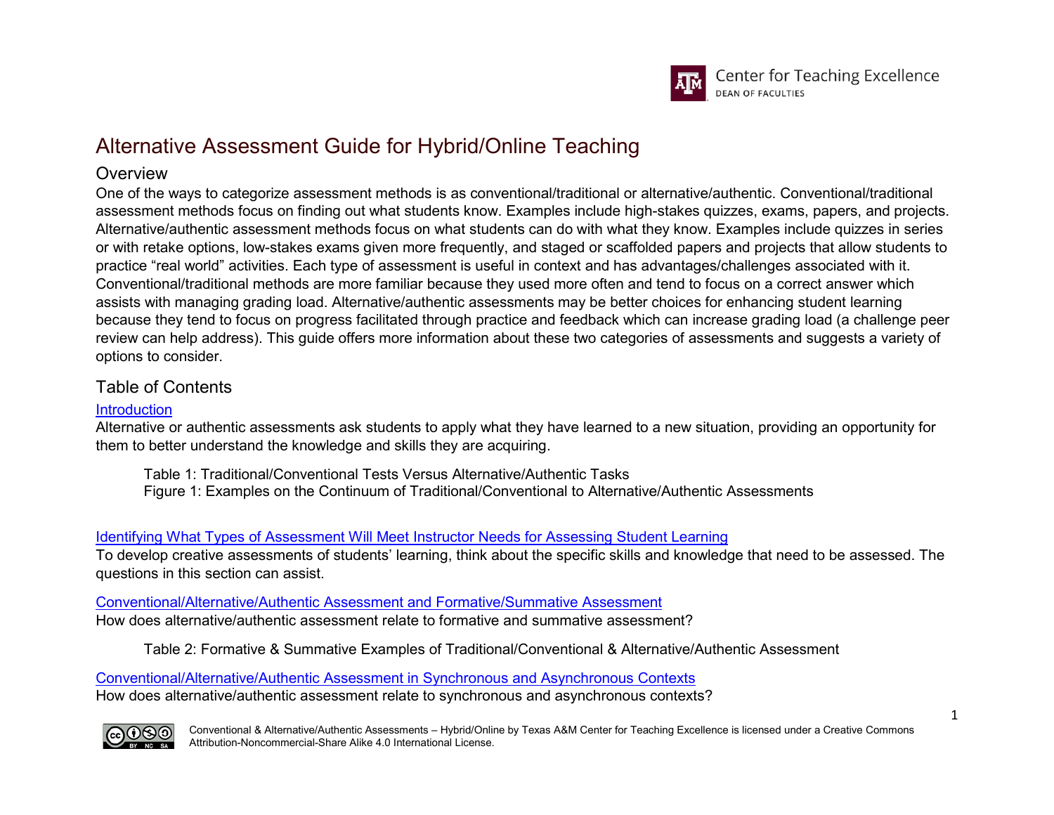# Alternative Assessment Guide for Hybrid/Online Teaching

## Overview

One of the ways to categorize assessment methods is as conventional/traditional or alternative/authentic. Conventional/traditional assessment methods focus on finding out what students know. Examples include high-stakes quizzes, exams, papers, and projects. Alternative/authentic assessment methods focus on what students can do with what they know. Examples include quizzes in series or with retake options, low-stakes exams given more frequently, and staged or scaffolded papers and projects that allow students to practice "real world" activities. Each type of assessment is useful in context and has advantages/challenges associated with it. Conventional/traditional methods are more familiar because they used more often and tend to focus on a correct answer which assists with managing grading load. Alternative/authentic assessments may be better choices for enhancing student learning because they tend to focus on progress facilitated through practice and feedback which can increase grading load (a challenge peer review can help address). This guide offers more information about these two categories of assessments and suggests a variety of options to consider.

## Table of Contents

[Introduction]

Alternative or authentic assessments ask students to apply what they have learned to a new situation, providing an opportunity for them to better understand the knowledge and skills they are acquiring.

> Table 1: Traditional/Conventional Tests Versus Alternative/Authentic Tasks
> Figure 1: Examples on the Continuum of Traditional/Conventional to Alternative/Authentic Assessments

[Identifying What Types of Assessment Will Meet Instructor Needs for Assessing Student Learning]

To develop creative assessments of students' learning, think about the specific skills and knowledge that need to be assessed. The questions in this section can assist.

[Conventional/Alternative/Authentic Assessment and Formative/Summative Assessment]

How does alternative/authentic assessment relate to formative and summative assessment?

> Table 2: Formative & Summative Examples of Traditional/Conventional & Alternative/Authentic Assessment

[Conventional/Alternative/Authentic Assessment in Synchronous and Asynchronous Contexts]

How does alternative/authentic assessment relate to synchronous and asynchronous contexts?

Conventional & Alternative/Authentic Assessments – Hybrid/Online by Texas A&M Center for Teaching Excellence is licensed under a Creative Commons Attribution-Noncommercial-Share Alike 4.0 International License.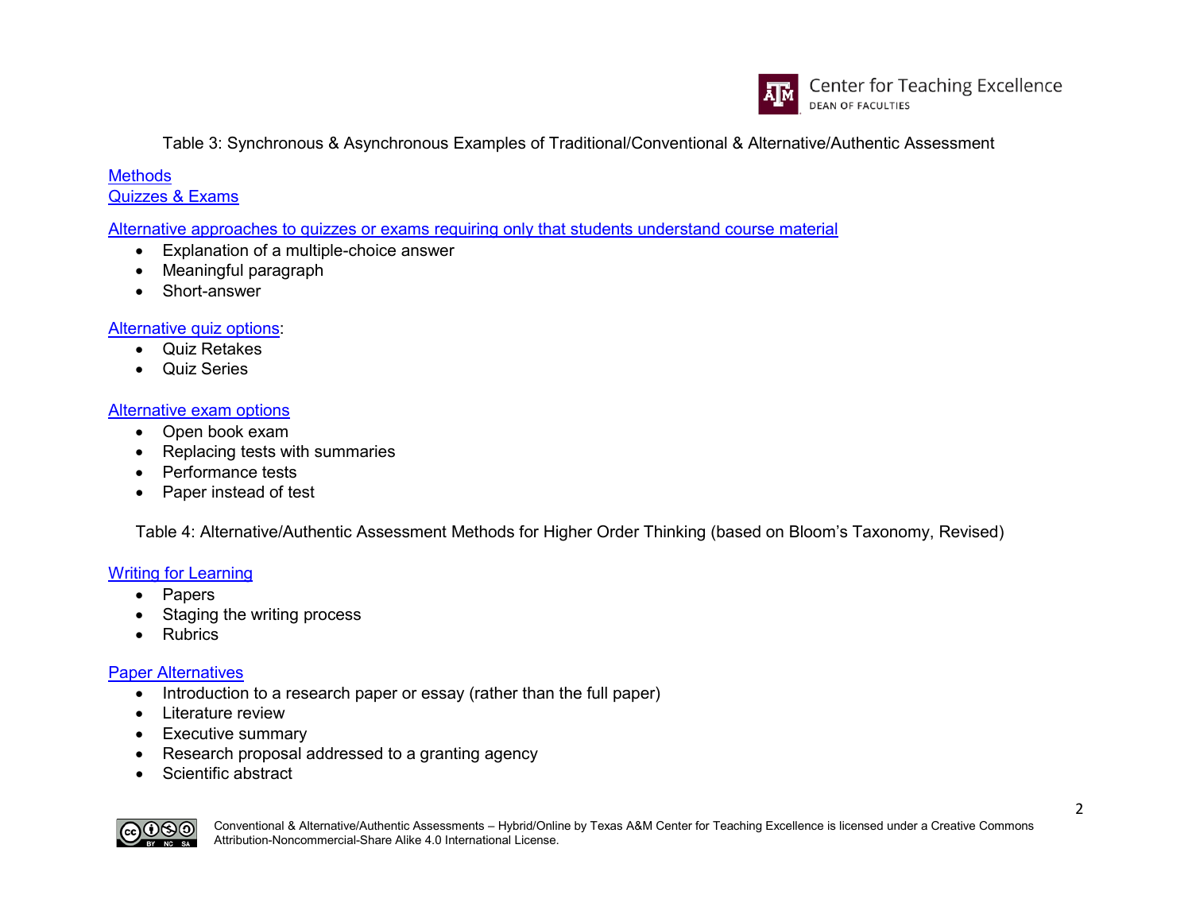Table 3: Synchronous & Asynchronous Examples of Traditional/Conventional & Alternative/Authentic Assessment

Methods
Quizzes & Exams

Alternative approaches to quizzes or exams requiring only that students understand course material

- Explanation of a multiple-choice answer
- Meaningful paragraph
- Short-answer

Alternative quiz options:

- Quiz Retakes
- Quiz Series

Alternative exam options

- Open book exam
- Replacing tests with summaries
- Performance tests
- Paper instead of test

Table 4: Alternative/Authentic Assessment Methods for Higher Order Thinking (based on Bloom's Taxonomy, Revised)

Writing for Learning

- Papers
- Staging the writing process
- Rubrics

Paper Alternatives

- Introduction to a research paper or essay (rather than the full paper)
- Literature review
- Executive summary
- Research proposal addressed to a granting agency
- Scientific abstract

Conventional & Alternative/Authentic Assessments – Hybrid/Online by Texas A&M Center for Teaching Excellence is licensed under a Creative Commons Attribution-Noncommercial-Share Alike 4.0 International License.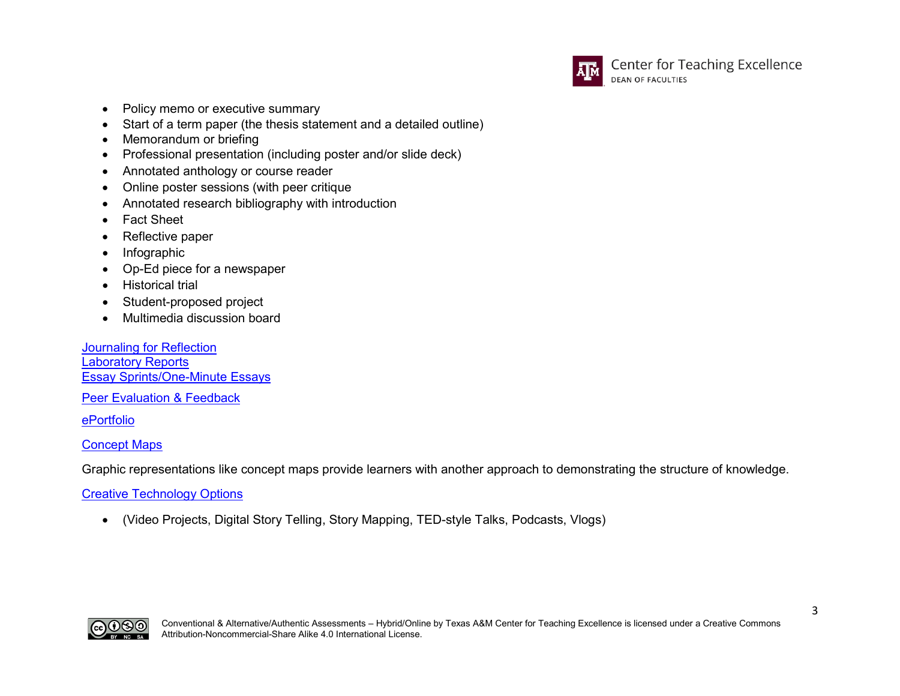- Policy memo or executive summary
- Start of a term paper (the thesis statement and a detailed outline)
- Memorandum or briefing
- Professional presentation (including poster and/or slide deck)
- Annotated anthology or course reader
- Online poster sessions (with peer critique
- Annotated research bibliography with introduction
- Fact Sheet
- Reflective paper
- Infographic
- Op-Ed piece for a newspaper
- Historical trial
- Student-proposed project
- Multimedia discussion board

Journaling for Reflection
Laboratory Reports
Essay Sprints/One-Minute Essays

Peer Evaluation & Feedback

ePortfolio

Concept Maps

Graphic representations like concept maps provide learners with another approach to demonstrating the structure of knowledge.

Creative Technology Options

- (Video Projects, Digital Story Telling, Story Mapping, TED-style Talks, Podcasts, Vlogs)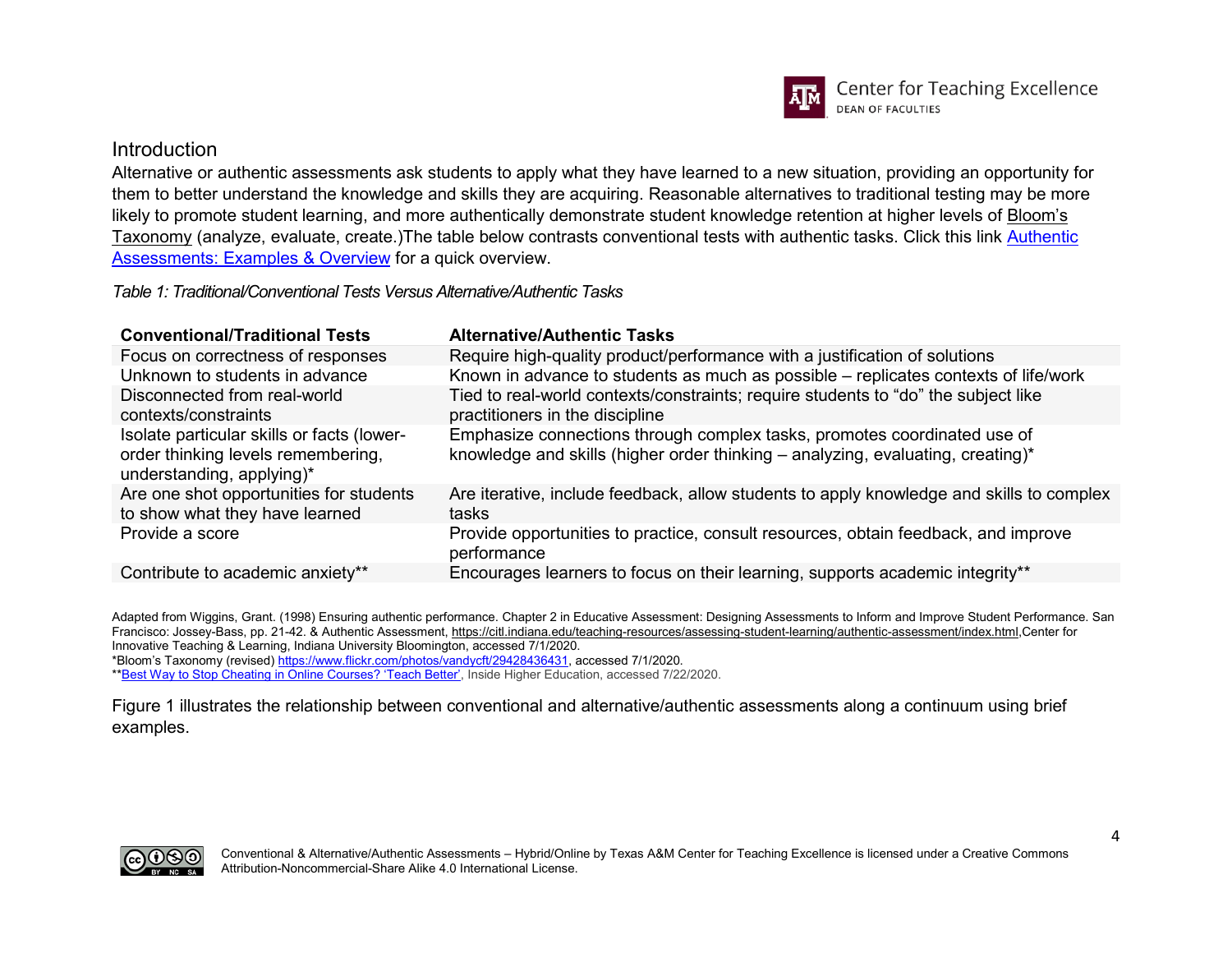## Introduction

Alternative or authentic assessments ask students to apply what they have learned to a new situation, providing an opportunity for them to better understand the knowledge and skills they are acquiring. Reasonable alternatives to traditional testing may be more likely to promote student learning, and more authentically demonstrate student knowledge retention at higher levels of Bloom's Taxonomy (analyze, evaluate, create.)The table below contrasts conventional tests with authentic tasks. Click this link Authentic Assessments: Examples & Overview for a quick overview.

*Table 1: Traditional/Conventional Tests Versus Alternative/Authentic Tasks*

| Conventional/Traditional Tests | Alternative/Authentic Tasks |
|---|---|
| Focus on correctness of responses | Require high-quality product/performance with a justification of solutions |
| Unknown to students in advance | Known in advance to students as much as possible – replicates contexts of life/work |
| Disconnected from real-world contexts/constraints | Tied to real-world contexts/constraints; require students to "do" the subject like practitioners in the discipline |
| Isolate particular skills or facts (lower-order thinking levels remembering, understanding, applying)* | Emphasize connections through complex tasks, promotes coordinated use of knowledge and skills (higher order thinking – analyzing, evaluating, creating)* |
| Are one shot opportunities for students to show what they have learned | Are iterative, include feedback, allow students to apply knowledge and skills to complex tasks |
| Provide a score | Provide opportunities to practice, consult resources, obtain feedback, and improve performance |
| Contribute to academic anxiety** | Encourages learners to focus on their learning, supports academic integrity** |

Adapted from Wiggins, Grant. (1998) Ensuring authentic performance. Chapter 2 in Educative Assessment: Designing Assessments to Inform and Improve Student Performance. San Francisco: Jossey-Bass, pp. 21-42. & Authentic Assessment, https://citl.indiana.edu/teaching-resources/assessing-student-learning/authentic-assessment/index.html,Center for Innovative Teaching & Learning, Indiana University Bloomington, accessed 7/1/2020.
*Bloom's Taxonomy (revised) https://www.flickr.com/photos/vandycft/29428436431, accessed 7/1/2020.
**Best Way to Stop Cheating in Online Courses? 'Teach Better', Inside Higher Education, accessed 7/22/2020.

Figure 1 illustrates the relationship between conventional and alternative/authentic assessments along a continuum using brief examples.

Conventional & Alternative/Authentic Assessments – Hybrid/Online by Texas A&M Center for Teaching Excellence is licensed under a Creative Commons Attribution-Noncommercial-Share Alike 4.0 International License.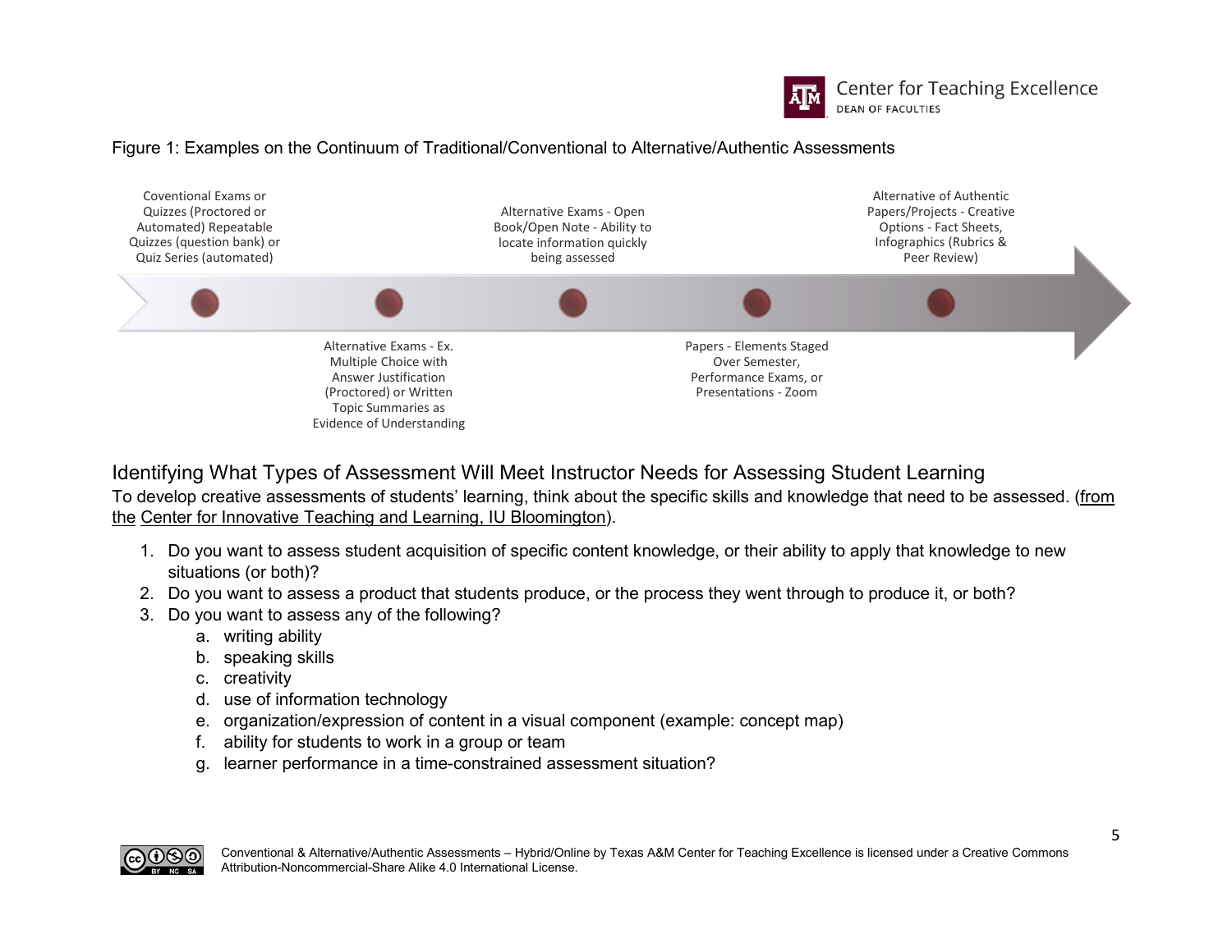Figure 1: Examples on the Continuum of Traditional/Conventional to Alternative/Authentic Assessments

Coventional Exams or Quizzes (Proctored or Automated) Repeatable Quizzes (question bank) or Quiz Series (automated)

Alternative Exams - Ex. Multiple Choice with Answer Justification (Proctored) or Written Topic Summaries as Evidence of Understanding

Alternative Exams - Open Book/Open Note - Ability to locate information quickly being assessed

Papers - Elements Staged Over Semester, Performance Exams, or Presentations - Zoom

Alternative of Authentic Papers/Projects - Creative Options - Fact Sheets, Infographics (Rubrics & Peer Review)

## Identifying What Types of Assessment Will Meet Instructor Needs for Assessing Student Learning

To develop creative assessments of students' learning, think about the specific skills and knowledge that need to be assessed. (from the Center for Innovative Teaching and Learning, IU Bloomington).

1. Do you want to assess student acquisition of specific content knowledge, or their ability to apply that knowledge to new situations (or both)?
2. Do you want to assess a product that students produce, or the process they went through to produce it, or both?
3. Do you want to assess any of the following?
   a. writing ability
   b. speaking skills
   c. creativity
   d. use of information technology
   e. organization/expression of content in a visual component (example: concept map)
   f. ability for students to work in a group or team
   g. learner performance in a time-constrained assessment situation?

Conventional & Alternative/Authentic Assessments – Hybrid/Online by Texas A&M Center for Teaching Excellence is licensed under a Creative Commons Attribution-Noncommercial-Share Alike 4.0 International License.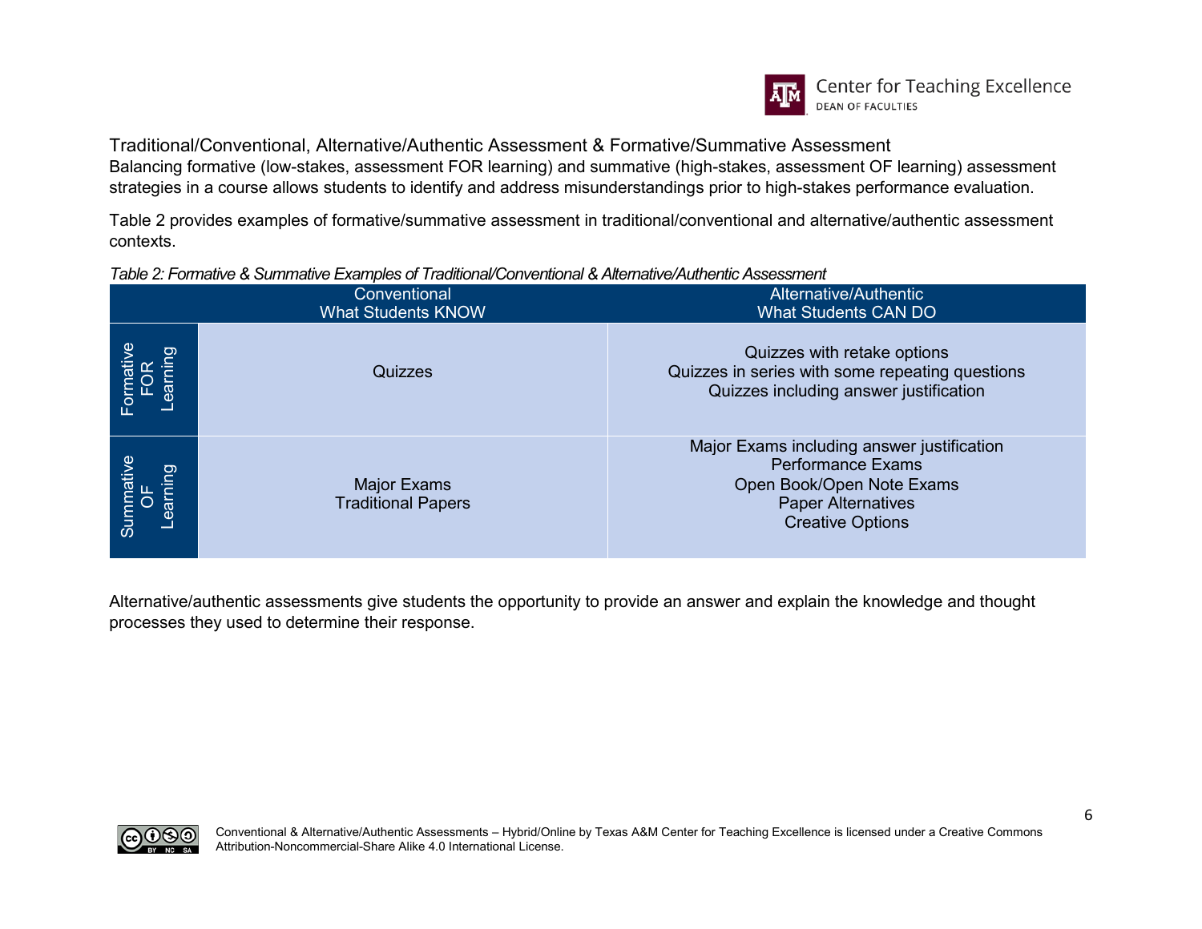## Traditional/Conventional, Alternative/Authentic Assessment & Formative/Summative Assessment

Balancing formative (low-stakes, assessment FOR learning) and summative (high-stakes, assessment OF learning) assessment strategies in a course allows students to identify and address misunderstandings prior to high-stakes performance evaluation.

Table 2 provides examples of formative/summative assessment in traditional/conventional and alternative/authentic assessment contexts.

*Table 2: Formative & Summative Examples of Traditional/Conventional & Alternative/Authentic Assessment*

| | Conventional<br>What Students KNOW | Alternative/Authentic<br>What Students CAN DO |
|---|---|---|
| Formative FOR Learning | Quizzes | Quizzes with retake options<br>Quizzes in series with some repeating questions<br>Quizzes including answer justification |
| Summative OF Learning | Major Exams<br>Traditional Papers | Major Exams including answer justification<br>Performance Exams<br>Open Book/Open Note Exams<br>Paper Alternatives<br>Creative Options |

Alternative/authentic assessments give students the opportunity to provide an answer and explain the knowledge and thought processes they used to determine their response.

Conventional & Alternative/Authentic Assessments – Hybrid/Online by Texas A&M Center for Teaching Excellence is licensed under a Creative Commons Attribution-Noncommercial-Share Alike 4.0 International License.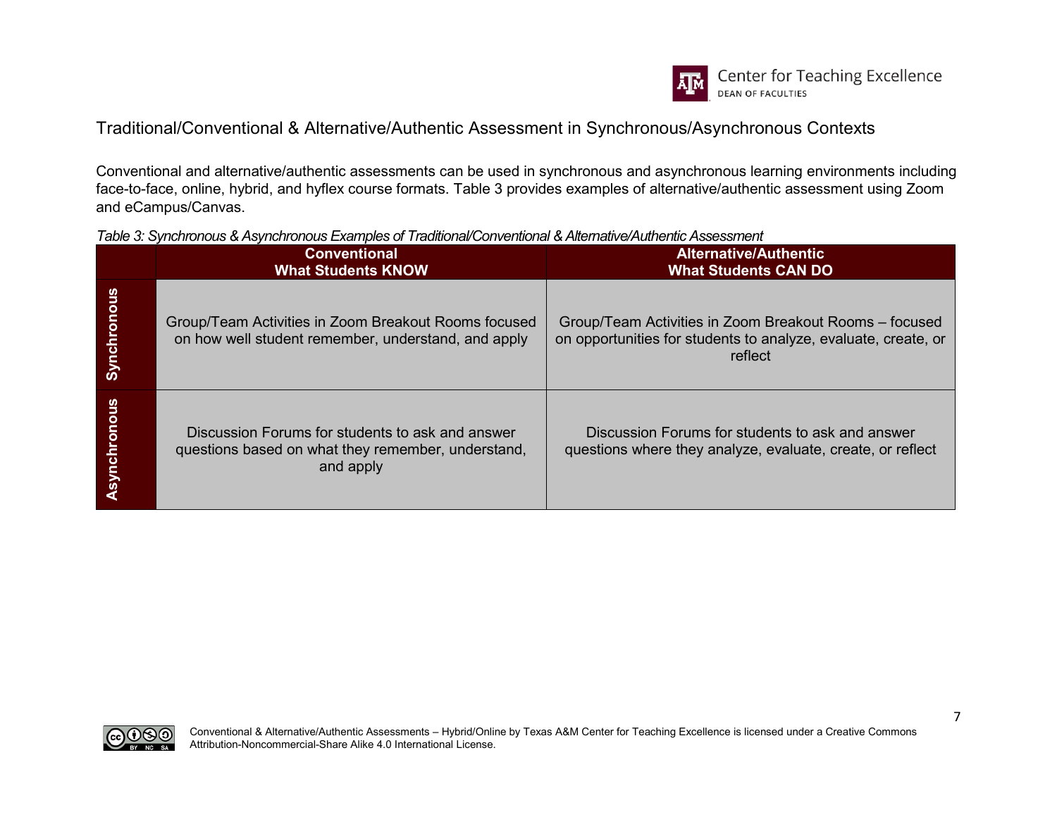## Traditional/Conventional & Alternative/Authentic Assessment in Synchronous/Asynchronous Contexts

Conventional and alternative/authentic assessments can be used in synchronous and asynchronous learning environments including face-to-face, online, hybrid, and hyflex course formats. Table 3 provides examples of alternative/authentic assessment using Zoom and eCampus/Canvas.

*Table 3: Synchronous & Asynchronous Examples of Traditional/Conventional & Alternative/Authentic Assessment*

| | Conventional<br>What Students KNOW | Alternative/Authentic<br>What Students CAN DO |
|---|---|---|
| **Synchronous** | Group/Team Activities in Zoom Breakout Rooms focused on how well student remember, understand, and apply | Group/Team Activities in Zoom Breakout Rooms – focused on opportunities for students to analyze, evaluate, create, or reflect |
| **Asynchronous** | Discussion Forums for students to ask and answer questions based on what they remember, understand, and apply | Discussion Forums for students to ask and answer questions where they analyze, evaluate, create, or reflect |

Conventional & Alternative/Authentic Assessments – Hybrid/Online by Texas A&M Center for Teaching Excellence is licensed under a Creative Commons Attribution-Noncommercial-Share Alike 4.0 International License.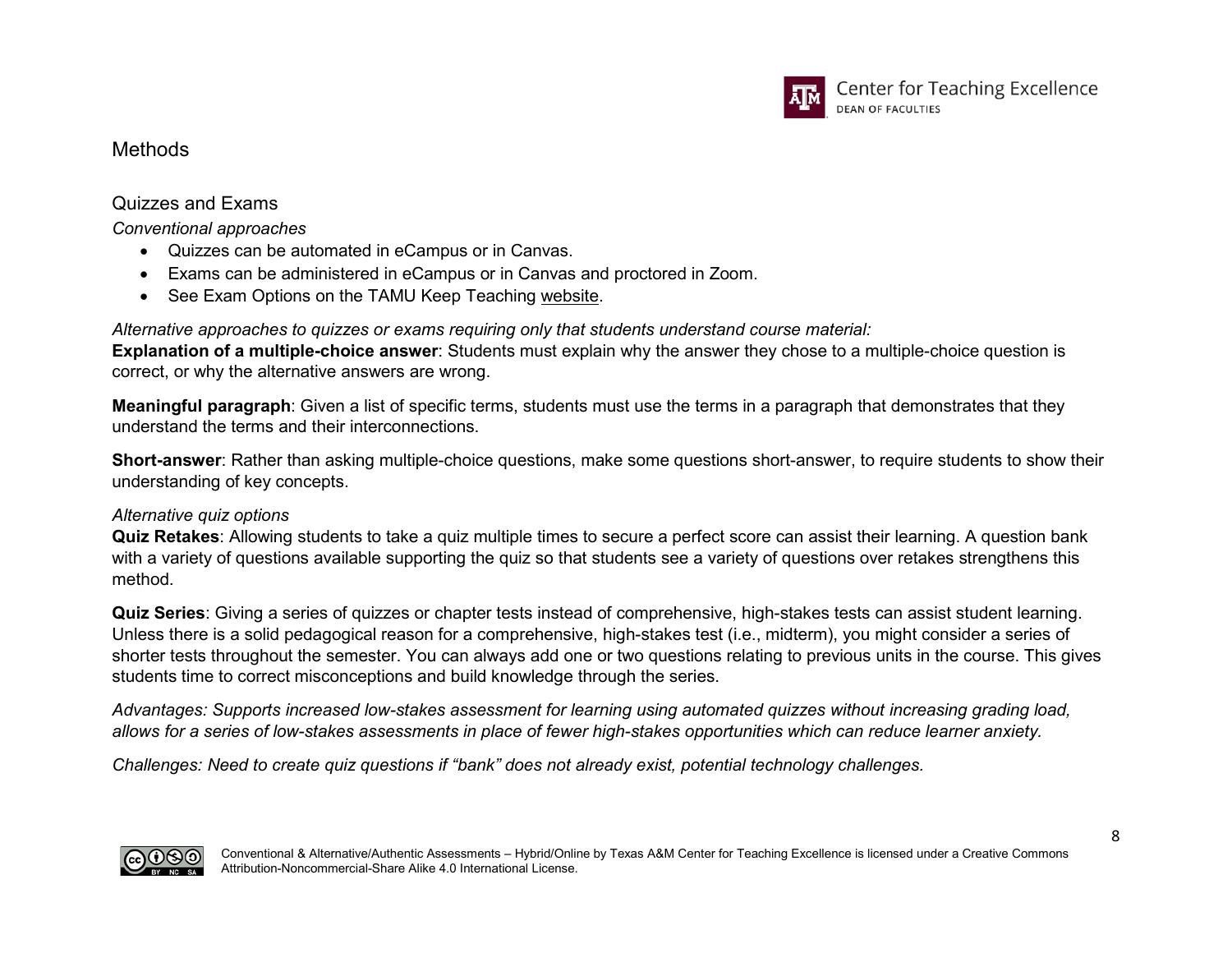## Methods

### Quizzes and Exams

*Conventional approaches*

- Quizzes can be automated in eCampus or in Canvas.
- Exams can be administered in eCampus or in Canvas and proctored in Zoom.
- See Exam Options on the TAMU Keep Teaching website.

*Alternative approaches to quizzes or exams requiring only that students understand course material:*

**Explanation of a multiple-choice answer**: Students must explain why the answer they chose to a multiple-choice question is correct, or why the alternative answers are wrong.

**Meaningful paragraph**: Given a list of specific terms, students must use the terms in a paragraph that demonstrates that they understand the terms and their interconnections.

**Short-answer**: Rather than asking multiple-choice questions, make some questions short-answer, to require students to show their understanding of key concepts.

*Alternative quiz options*

**Quiz Retakes**: Allowing students to take a quiz multiple times to secure a perfect score can assist their learning. A question bank with a variety of questions available supporting the quiz so that students see a variety of questions over retakes strengthens this method.

**Quiz Series**: Giving a series of quizzes or chapter tests instead of comprehensive, high-stakes tests can assist student learning. Unless there is a solid pedagogical reason for a comprehensive, high-stakes test (i.e., midterm), you might consider a series of shorter tests throughout the semester. You can always add one or two questions relating to previous units in the course. This gives students time to correct misconceptions and build knowledge through the series.

*Advantages: Supports increased low-stakes assessment for learning using automated quizzes without increasing grading load, allows for a series of low-stakes assessments in place of fewer high-stakes opportunities which can reduce learner anxiety.*

*Challenges: Need to create quiz questions if "bank" does not already exist, potential technology challenges.*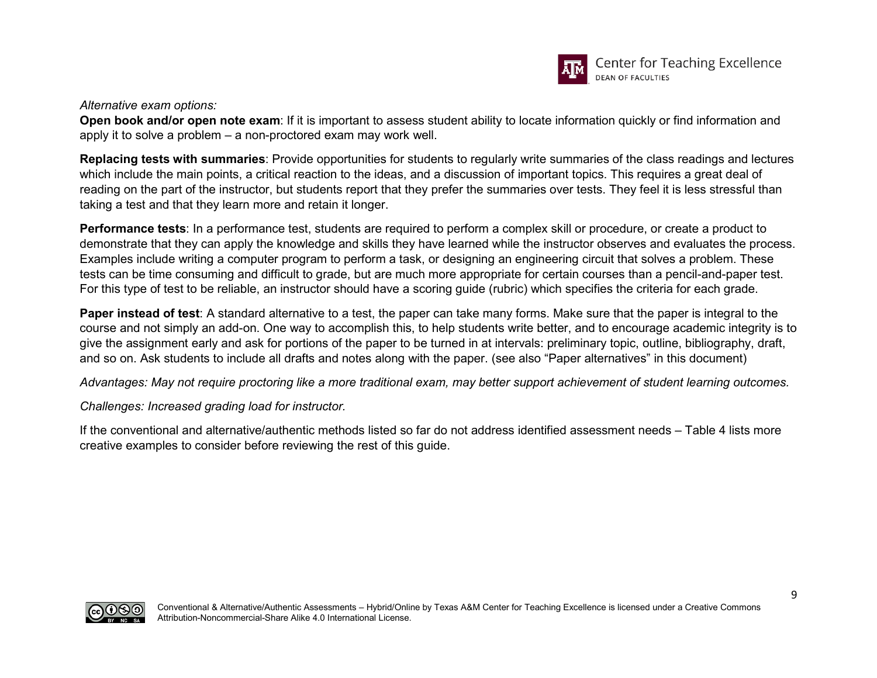*Alternative exam options:*

**Open book and/or open note exam**: If it is important to assess student ability to locate information quickly or find information and apply it to solve a problem – a non-proctored exam may work well.

**Replacing tests with summaries**: Provide opportunities for students to regularly write summaries of the class readings and lectures which include the main points, a critical reaction to the ideas, and a discussion of important topics. This requires a great deal of reading on the part of the instructor, but students report that they prefer the summaries over tests. They feel it is less stressful than taking a test and that they learn more and retain it longer.

**Performance tests**: In a performance test, students are required to perform a complex skill or procedure, or create a product to demonstrate that they can apply the knowledge and skills they have learned while the instructor observes and evaluates the process. Examples include writing a computer program to perform a task, or designing an engineering circuit that solves a problem. These tests can be time consuming and difficult to grade, but are much more appropriate for certain courses than a pencil-and-paper test. For this type of test to be reliable, an instructor should have a scoring guide (rubric) which specifies the criteria for each grade.

**Paper instead of test**: A standard alternative to a test, the paper can take many forms. Make sure that the paper is integral to the course and not simply an add-on. One way to accomplish this, to help students write better, and to encourage academic integrity is to give the assignment early and ask for portions of the paper to be turned in at intervals: preliminary topic, outline, bibliography, draft, and so on. Ask students to include all drafts and notes along with the paper. (see also "Paper alternatives" in this document)

*Advantages: May not require proctoring like a more traditional exam, may better support achievement of student learning outcomes.*

*Challenges: Increased grading load for instructor.*

If the conventional and alternative/authentic methods listed so far do not address identified assessment needs – Table 4 lists more creative examples to consider before reviewing the rest of this guide.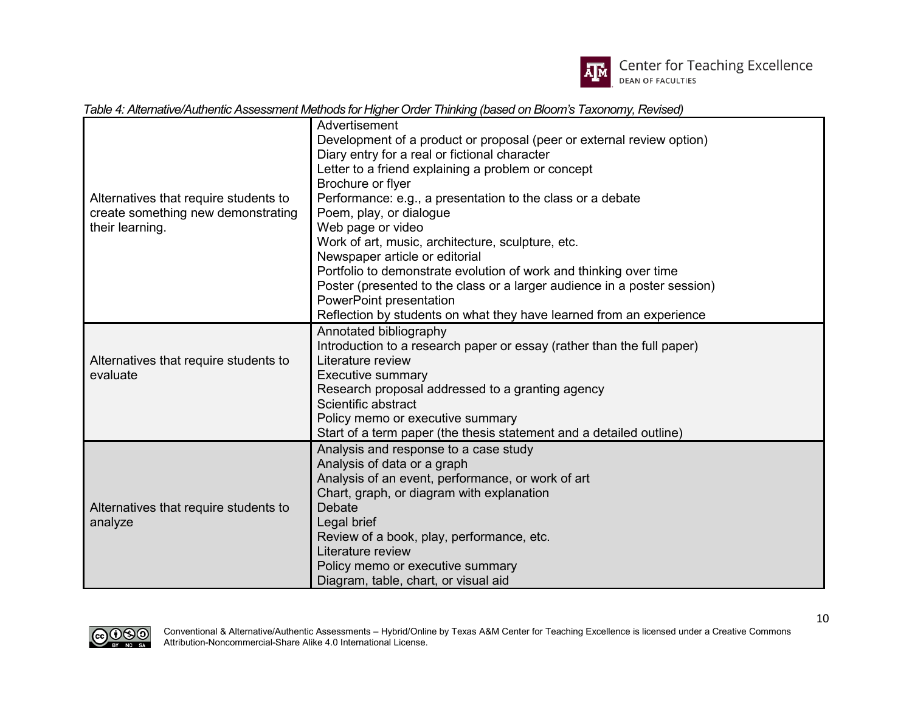*Table 4: Alternative/Authentic Assessment Methods for Higher Order Thinking (based on Bloom's Taxonomy, Revised)*

| | |
|---|---|
| Alternatives that require students to create something new demonstrating their learning. | Advertisement<br>Development of a product or proposal (peer or external review option)<br>Diary entry for a real or fictional character<br>Letter to a friend explaining a problem or concept<br>Brochure or flyer<br>Performance: e.g., a presentation to the class or a debate<br>Poem, play, or dialogue<br>Web page or video<br>Work of art, music, architecture, sculpture, etc.<br>Newspaper article or editorial<br>Portfolio to demonstrate evolution of work and thinking over time<br>Poster (presented to the class or a larger audience in a poster session)<br>PowerPoint presentation<br>Reflection by students on what they have learned from an experience |
| Alternatives that require students to evaluate | Annotated bibliography<br>Introduction to a research paper or essay (rather than the full paper)<br>Literature review<br>Executive summary<br>Research proposal addressed to a granting agency<br>Scientific abstract<br>Policy memo or executive summary<br>Start of a term paper (the thesis statement and a detailed outline) |
| Alternatives that require students to analyze | Analysis and response to a case study<br>Analysis of data or a graph<br>Analysis of an event, performance, or work of art<br>Chart, graph, or diagram with explanation<br>Debate<br>Legal brief<br>Review of a book, play, performance, etc.<br>Literature review<br>Policy memo or executive summary<br>Diagram, table, chart, or visual aid |

Conventional & Alternative/Authentic Assessments – Hybrid/Online by Texas A&M Center for Teaching Excellence is licensed under a Creative Commons Attribution-Noncommercial-Share Alike 4.0 International License.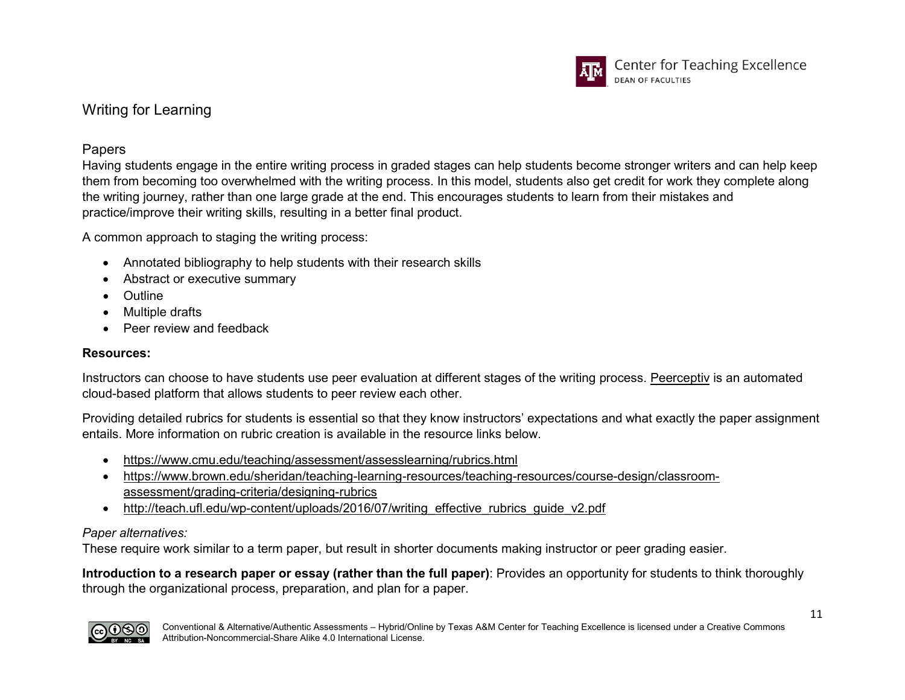## Writing for Learning

### Papers

Having students engage in the entire writing process in graded stages can help students become stronger writers and can help keep them from becoming too overwhelmed with the writing process. In this model, students also get credit for work they complete along the writing journey, rather than one large grade at the end. This encourages students to learn from their mistakes and practice/improve their writing skills, resulting in a better final product.

A common approach to staging the writing process:

- Annotated bibliography to help students with their research skills
- Abstract or executive summary
- Outline
- Multiple drafts
- Peer review and feedback

**Resources:**

Instructors can choose to have students use peer evaluation at different stages of the writing process. Peerceptiv is an automated cloud-based platform that allows students to peer review each other.

Providing detailed rubrics for students is essential so that they know instructors' expectations and what exactly the paper assignment entails. More information on rubric creation is available in the resource links below.

- https://www.cmu.edu/teaching/assessment/assesslearning/rubrics.html
- https://www.brown.edu/sheridan/teaching-learning-resources/teaching-resources/course-design/classroom-assessment/grading-criteria/designing-rubrics
- http://teach.ufl.edu/wp-content/uploads/2016/07/writing_effective_rubrics_guide_v2.pdf

*Paper alternatives:*
These require work similar to a term paper, but result in shorter documents making instructor or peer grading easier.

**Introduction to a research paper or essay (rather than the full paper)**: Provides an opportunity for students to think thoroughly through the organizational process, preparation, and plan for a paper.

Conventional & Alternative/Authentic Assessments – Hybrid/Online by Texas A&M Center for Teaching Excellence is licensed under a Creative Commons Attribution-Noncommercial-Share Alike 4.0 International License.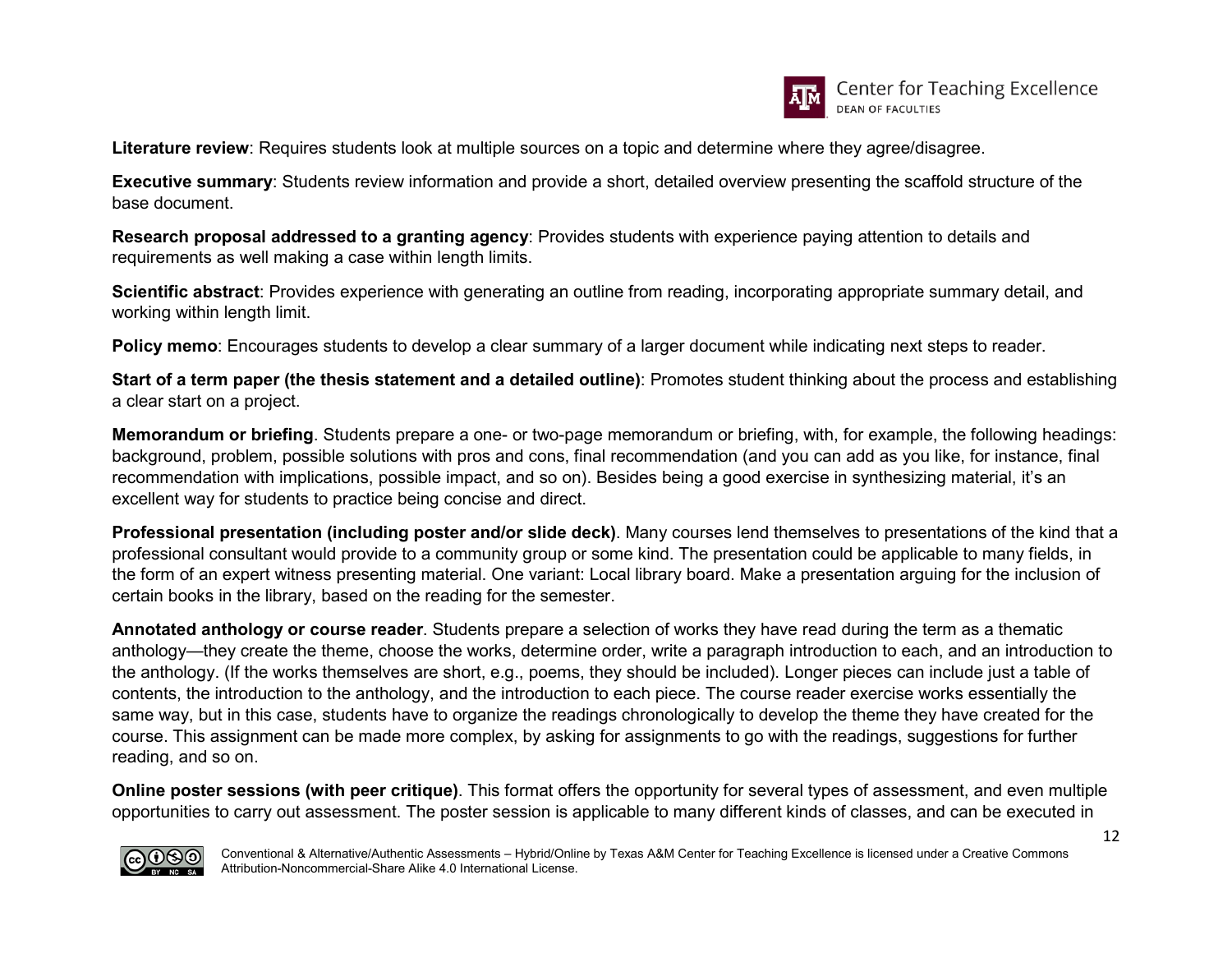**Literature review**: Requires students look at multiple sources on a topic and determine where they agree/disagree.

**Executive summary**: Students review information and provide a short, detailed overview presenting the scaffold structure of the base document.

**Research proposal addressed to a granting agency**: Provides students with experience paying attention to details and requirements as well making a case within length limits.

**Scientific abstract**: Provides experience with generating an outline from reading, incorporating appropriate summary detail, and working within length limit.

**Policy memo**: Encourages students to develop a clear summary of a larger document while indicating next steps to reader.

**Start of a term paper (the thesis statement and a detailed outline)**: Promotes student thinking about the process and establishing a clear start on a project.

**Memorandum or briefing**. Students prepare a one- or two-page memorandum or briefing, with, for example, the following headings: background, problem, possible solutions with pros and cons, final recommendation (and you can add as you like, for instance, final recommendation with implications, possible impact, and so on). Besides being a good exercise in synthesizing material, it's an excellent way for students to practice being concise and direct.

**Professional presentation (including poster and/or slide deck)**. Many courses lend themselves to presentations of the kind that a professional consultant would provide to a community group or some kind. The presentation could be applicable to many fields, in the form of an expert witness presenting material. One variant: Local library board. Make a presentation arguing for the inclusion of certain books in the library, based on the reading for the semester.

**Annotated anthology or course reader**. Students prepare a selection of works they have read during the term as a thematic anthology—they create the theme, choose the works, determine order, write a paragraph introduction to each, and an introduction to the anthology. (If the works themselves are short, e.g., poems, they should be included). Longer pieces can include just a table of contents, the introduction to the anthology, and the introduction to each piece. The course reader exercise works essentially the same way, but in this case, students have to organize the readings chronologically to develop the theme they have created for the course. This assignment can be made more complex, by asking for assignments to go with the readings, suggestions for further reading, and so on.

**Online poster sessions (with peer critique)**. This format offers the opportunity for several types of assessment, and even multiple opportunities to carry out assessment. The poster session is applicable to many different kinds of classes, and can be executed in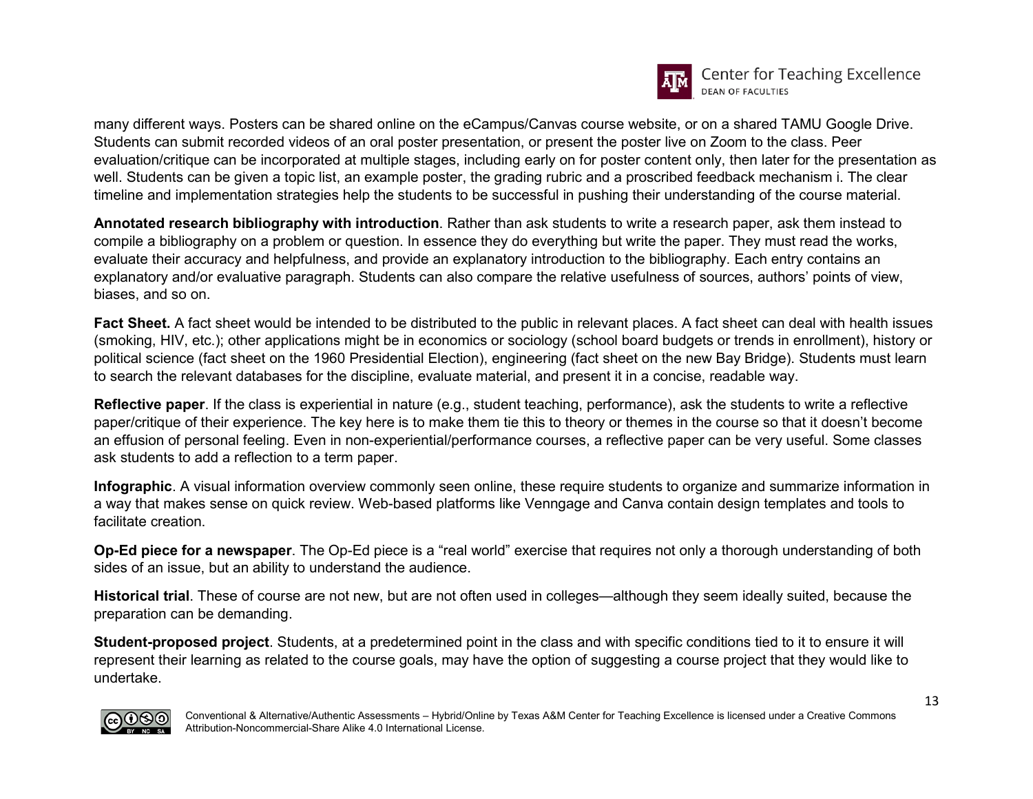many different ways. Posters can be shared online on the eCampus/Canvas course website, or on a shared TAMU Google Drive. Students can submit recorded videos of an oral poster presentation, or present the poster live on Zoom to the class. Peer evaluation/critique can be incorporated at multiple stages, including early on for poster content only, then later for the presentation as well. Students can be given a topic list, an example poster, the grading rubric and a proscribed feedback mechanism i. The clear timeline and implementation strategies help the students to be successful in pushing their understanding of the course material.

**Annotated research bibliography with introduction**. Rather than ask students to write a research paper, ask them instead to compile a bibliography on a problem or question. In essence they do everything but write the paper. They must read the works, evaluate their accuracy and helpfulness, and provide an explanatory introduction to the bibliography. Each entry contains an explanatory and/or evaluative paragraph. Students can also compare the relative usefulness of sources, authors' points of view, biases, and so on.

**Fact Sheet.** A fact sheet would be intended to be distributed to the public in relevant places. A fact sheet can deal with health issues (smoking, HIV, etc.); other applications might be in economics or sociology (school board budgets or trends in enrollment), history or political science (fact sheet on the 1960 Presidential Election), engineering (fact sheet on the new Bay Bridge). Students must learn to search the relevant databases for the discipline, evaluate material, and present it in a concise, readable way.

**Reflective paper**. If the class is experiential in nature (e.g., student teaching, performance), ask the students to write a reflective paper/critique of their experience. The key here is to make them tie this to theory or themes in the course so that it doesn't become an effusion of personal feeling. Even in non-experiential/performance courses, a reflective paper can be very useful. Some classes ask students to add a reflection to a term paper.

**Infographic**. A visual information overview commonly seen online, these require students to organize and summarize information in a way that makes sense on quick review. Web-based platforms like Venngage and Canva contain design templates and tools to facilitate creation.

**Op-Ed piece for a newspaper**. The Op-Ed piece is a "real world" exercise that requires not only a thorough understanding of both sides of an issue, but an ability to understand the audience.

**Historical trial**. These of course are not new, but are not often used in colleges—although they seem ideally suited, because the preparation can be demanding.

**Student-proposed project**. Students, at a predetermined point in the class and with specific conditions tied to it to ensure it will represent their learning as related to the course goals, may have the option of suggesting a course project that they would like to undertake.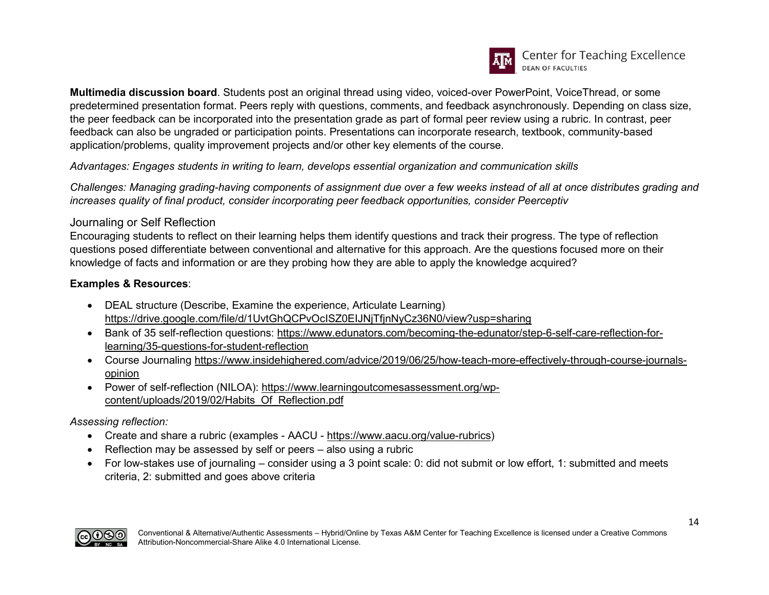**Multimedia discussion board**. Students post an original thread using video, voiced-over PowerPoint, VoiceThread, or some predetermined presentation format. Peers reply with questions, comments, and feedback asynchronously. Depending on class size, the peer feedback can be incorporated into the presentation grade as part of formal peer review using a rubric. In contrast, peer feedback can also be ungraded or participation points. Presentations can incorporate research, textbook, community-based application/problems, quality improvement projects and/or other key elements of the course.

*Advantages: Engages students in writing to learn, develops essential organization and communication skills*

*Challenges: Managing grading-having components of assignment due over a few weeks instead of all at once distributes grading and increases quality of final product, consider incorporating peer feedback opportunities, consider Peerceptiv*

## Journaling or Self Reflection

Encouraging students to reflect on their learning helps them identify questions and track their progress. The type of reflection questions posed differentiate between conventional and alternative for this approach. Are the questions focused more on their knowledge of facts and information or are they probing how they are able to apply the knowledge acquired?

**Examples & Resources**:

- DEAL structure (Describe, Examine the experience, Articulate Learning) https://drive.google.com/file/d/1UvtGhQCPvOcISZ0EIJNjTfjnNyCz36N0/view?usp=sharing
- Bank of 35 self-reflection questions: https://www.edunators.com/becoming-the-edunator/step-6-self-care-reflection-for-learning/35-questions-for-student-reflection
- Course Journaling https://www.insidehighered.com/advice/2019/06/25/how-teach-more-effectively-through-course-journals-opinion
- Power of self-reflection (NILOA): https://www.learningoutcomesassessment.org/wp-content/uploads/2019/02/Habits_Of_Reflection.pdf

*Assessing reflection:*

- Create and share a rubric (examples - AACU - https://www.aacu.org/value-rubrics)
- Reflection may be assessed by self or peers – also using a rubric
- For low-stakes use of journaling – consider using a 3 point scale: 0: did not submit or low effort, 1: submitted and meets criteria, 2: submitted and goes above criteria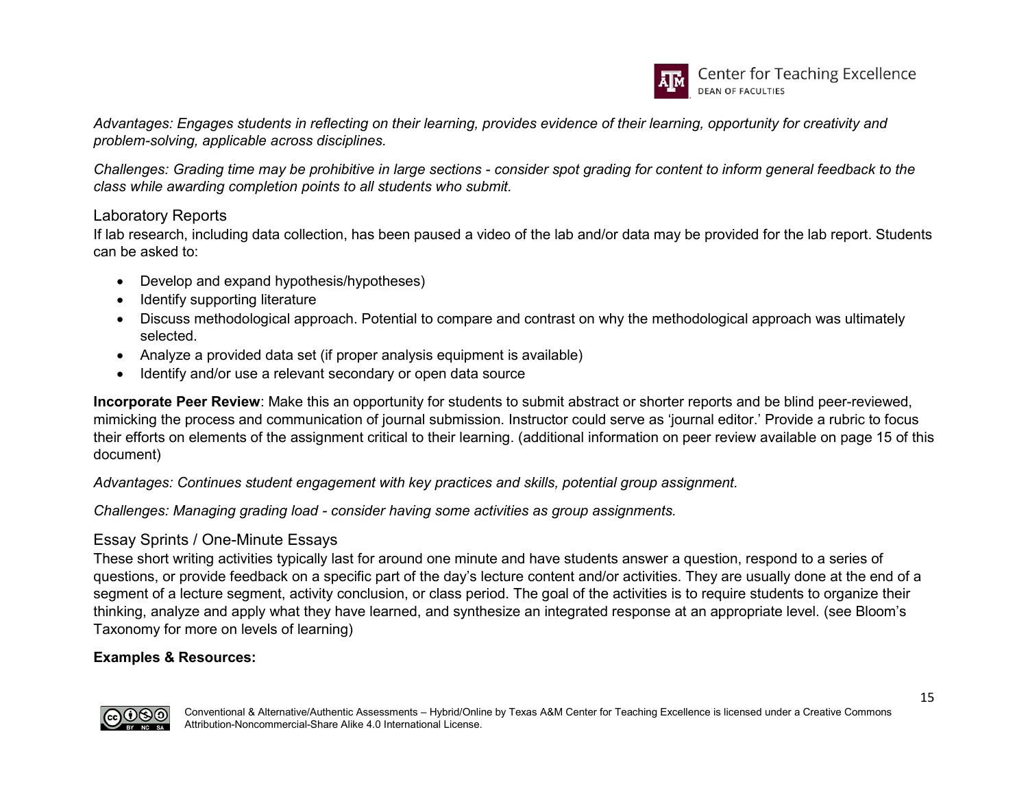*Advantages: Engages students in reflecting on their learning, provides evidence of their learning, opportunity for creativity and problem-solving, applicable across disciplines.*

*Challenges: Grading time may be prohibitive in large sections - consider spot grading for content to inform general feedback to the class while awarding completion points to all students who submit.*

## Laboratory Reports

If lab research, including data collection, has been paused a video of the lab and/or data may be provided for the lab report. Students can be asked to:

- Develop and expand hypothesis/hypotheses)
- Identify supporting literature
- Discuss methodological approach. Potential to compare and contrast on why the methodological approach was ultimately selected.
- Analyze a provided data set (if proper analysis equipment is available)
- Identify and/or use a relevant secondary or open data source

**Incorporate Peer Review**: Make this an opportunity for students to submit abstract or shorter reports and be blind peer-reviewed, mimicking the process and communication of journal submission. Instructor could serve as 'journal editor.' Provide a rubric to focus their efforts on elements of the assignment critical to their learning. (additional information on peer review available on page 15 of this document)

*Advantages: Continues student engagement with key practices and skills, potential group assignment.*

*Challenges: Managing grading load - consider having some activities as group assignments.*

## Essay Sprints / One-Minute Essays

These short writing activities typically last for around one minute and have students answer a question, respond to a series of questions, or provide feedback on a specific part of the day's lecture content and/or activities. They are usually done at the end of a segment of a lecture segment, activity conclusion, or class period. The goal of the activities is to require students to organize their thinking, analyze and apply what they have learned, and synthesize an integrated response at an appropriate level. (see Bloom's Taxonomy for more on levels of learning)

**Examples & Resources:**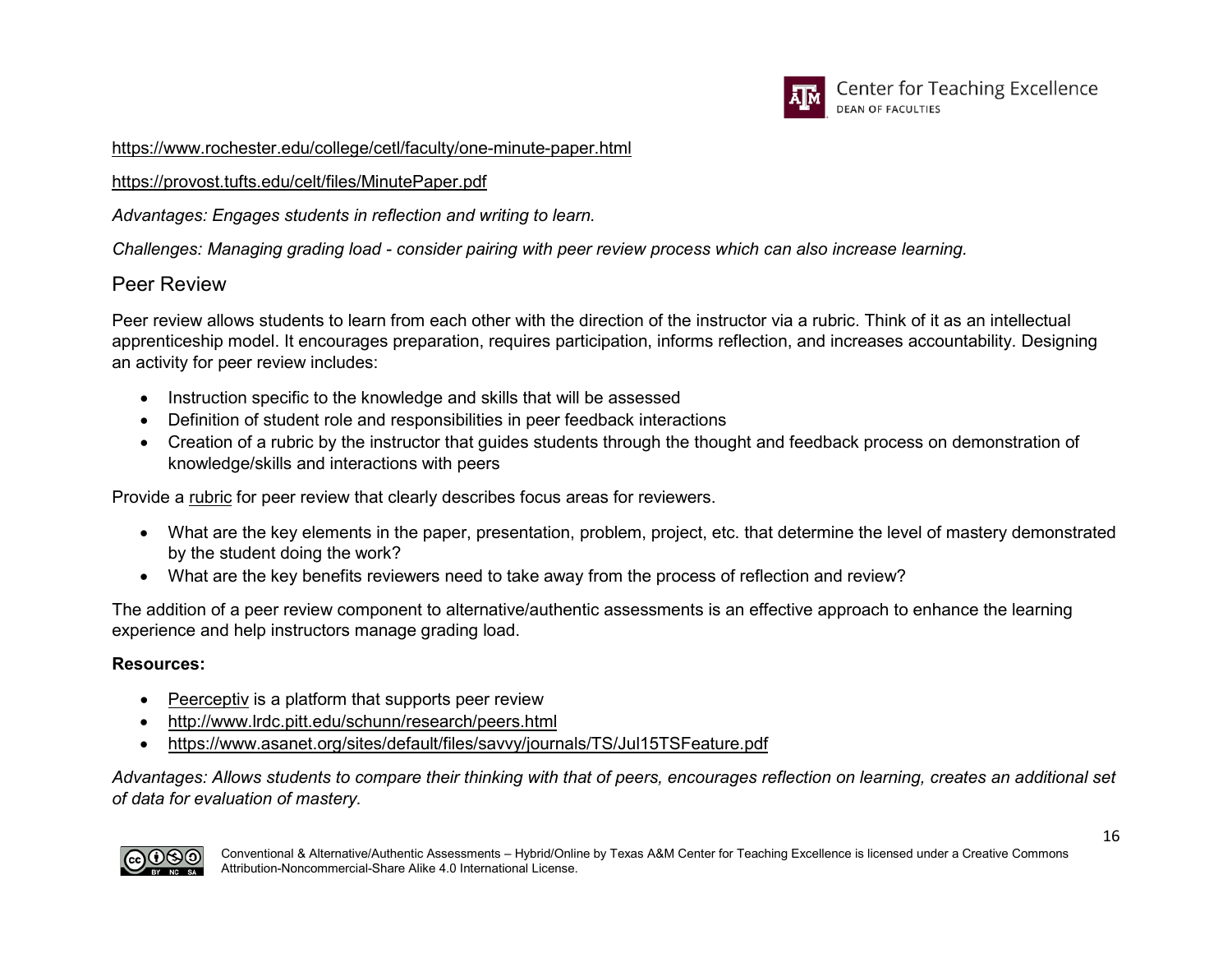https://www.rochester.edu/college/cetl/faculty/one-minute-paper.html

https://provost.tufts.edu/celt/files/MinutePaper.pdf

*Advantages: Engages students in reflection and writing to learn.*

*Challenges: Managing grading load - consider pairing with peer review process which can also increase learning.*

## Peer Review

Peer review allows students to learn from each other with the direction of the instructor via a rubric. Think of it as an intellectual apprenticeship model. It encourages preparation, requires participation, informs reflection, and increases accountability. Designing an activity for peer review includes:

- Instruction specific to the knowledge and skills that will be assessed
- Definition of student role and responsibilities in peer feedback interactions
- Creation of a rubric by the instructor that guides students through the thought and feedback process on demonstration of knowledge/skills and interactions with peers

Provide a rubric for peer review that clearly describes focus areas for reviewers.

- What are the key elements in the paper, presentation, problem, project, etc. that determine the level of mastery demonstrated by the student doing the work?
- What are the key benefits reviewers need to take away from the process of reflection and review?

The addition of a peer review component to alternative/authentic assessments is an effective approach to enhance the learning experience and help instructors manage grading load.

**Resources:**

- Peerceptiv is a platform that supports peer review
- http://www.lrdc.pitt.edu/schunn/research/peers.html
- https://www.asanet.org/sites/default/files/savvy/journals/TS/Jul15TSFeature.pdf

*Advantages: Allows students to compare their thinking with that of peers, encourages reflection on learning, creates an additional set of data for evaluation of mastery.*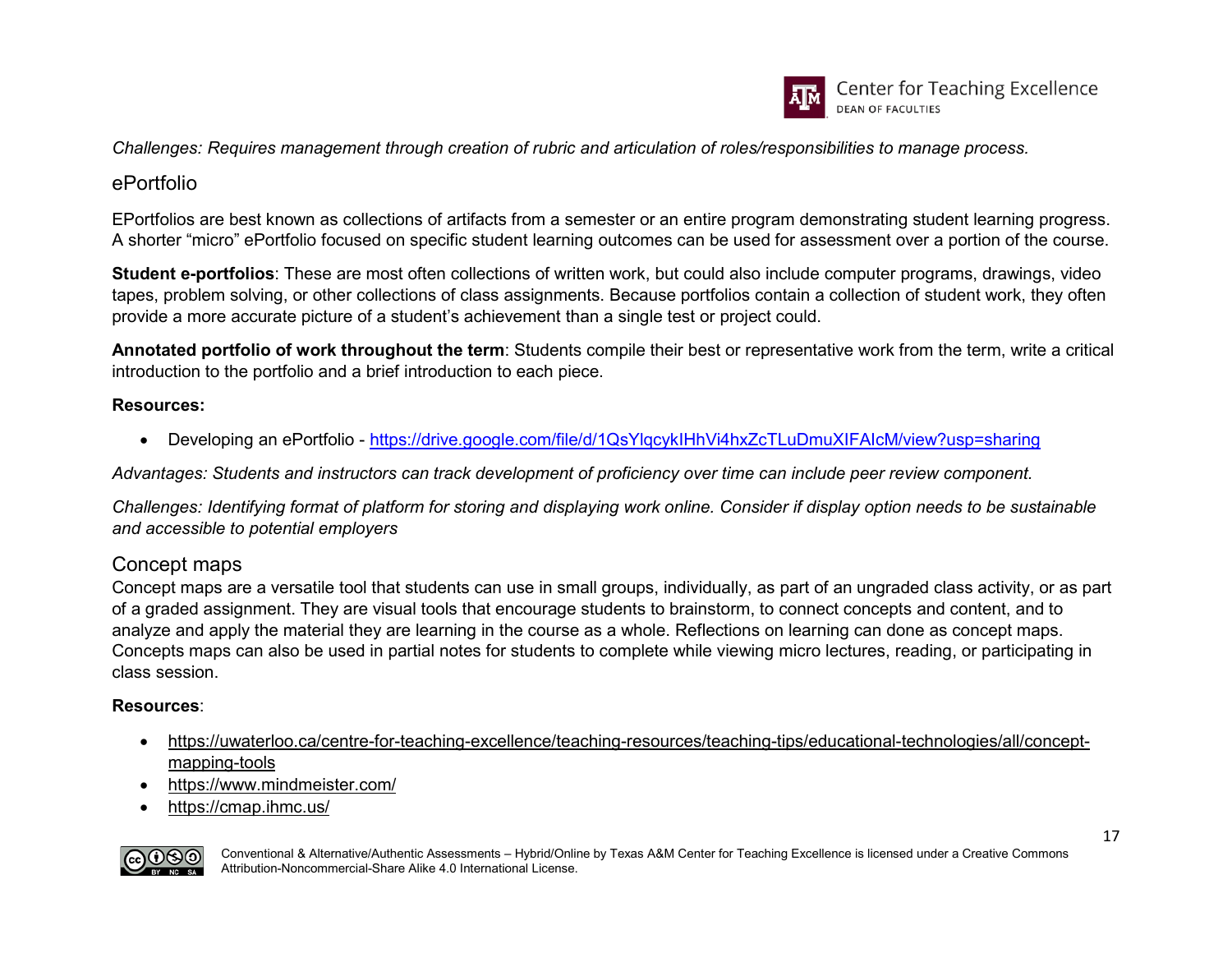*Challenges: Requires management through creation of rubric and articulation of roles/responsibilities to manage process.*

## ePortfolio

EPortfolios are best known as collections of artifacts from a semester or an entire program demonstrating student learning progress. A shorter “micro” ePortfolio focused on specific student learning outcomes can be used for assessment over a portion of the course.

**Student e-portfolios**: These are most often collections of written work, but could also include computer programs, drawings, video tapes, problem solving, or other collections of class assignments. Because portfolios contain a collection of student work, they often provide a more accurate picture of a student’s achievement than a single test or project could.

**Annotated portfolio of work throughout the term**: Students compile their best or representative work from the term, write a critical introduction to the portfolio and a brief introduction to each piece.

**Resources:**

- Developing an ePortfolio - https://drive.google.com/file/d/1QsYlqcykIHhVi4hxZcTLuDmuXIFAIcM/view?usp=sharing

*Advantages: Students and instructors can track development of proficiency over time can include peer review component.*

*Challenges: Identifying format of platform for storing and displaying work online. Consider if display option needs to be sustainable and accessible to potential employers*

## Concept maps

Concept maps are a versatile tool that students can use in small groups, individually, as part of an ungraded class activity, or as part of a graded assignment. They are visual tools that encourage students to brainstorm, to connect concepts and content, and to analyze and apply the material they are learning in the course as a whole. Reflections on learning can done as concept maps. Concepts maps can also be used in partial notes for students to complete while viewing micro lectures, reading, or participating in class session.

**Resources**:

- https://uwaterloo.ca/centre-for-teaching-excellence/teaching-resources/teaching-tips/educational-technologies/all/concept-mapping-tools
- https://www.mindmeister.com/
- https://cmap.ihmc.us/

Conventional & Alternative/Authentic Assessments – Hybrid/Online by Texas A&M Center for Teaching Excellence is licensed under a Creative Commons Attribution-Noncommercial-Share Alike 4.0 International License.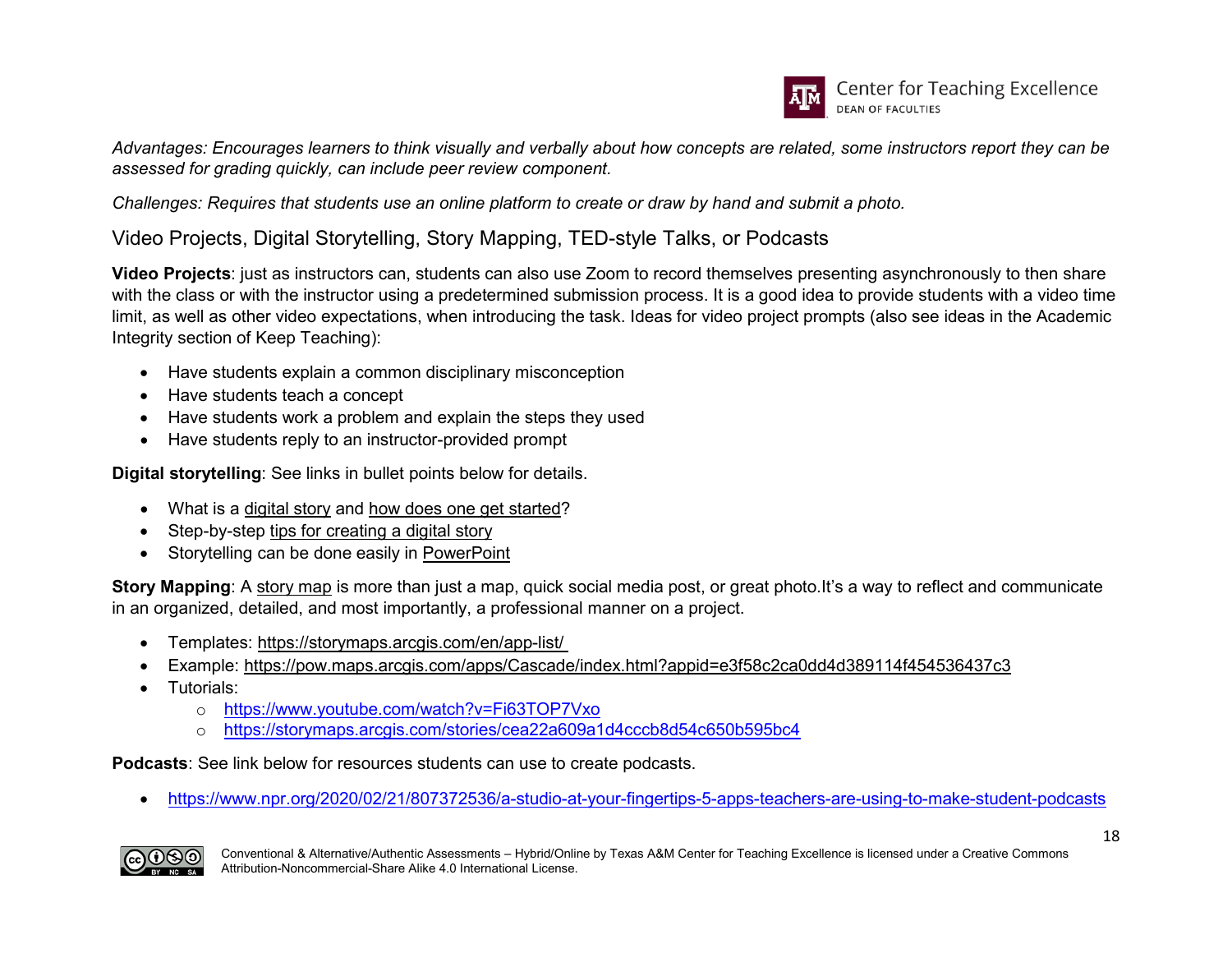*Advantages: Encourages learners to think visually and verbally about how concepts are related, some instructors report they can be assessed for grading quickly, can include peer review component.*

*Challenges: Requires that students use an online platform to create or draw by hand and submit a photo.*

## Video Projects, Digital Storytelling, Story Mapping, TED-style Talks, or Podcasts

**Video Projects**: just as instructors can, students can also use Zoom to record themselves presenting asynchronously to then share with the class or with the instructor using a predetermined submission process. It is a good idea to provide students with a video time limit, as well as other video expectations, when introducing the task. Ideas for video project prompts (also see ideas in the Academic Integrity section of Keep Teaching):

- Have students explain a common disciplinary misconception
- Have students teach a concept
- Have students work a problem and explain the steps they used
- Have students reply to an instructor-provided prompt

**Digital storytelling**: See links in bullet points below for details.

- What is a digital story and how does one get started?
- Step-by-step tips for creating a digital story
- Storytelling can be done easily in PowerPoint

**Story Mapping**: A story map is more than just a map, quick social media post, or great photo.It's a way to reflect and communicate in an organized, detailed, and most importantly, a professional manner on a project.

- Templates: https://storymaps.arcgis.com/en/app-list/
- Example: https://pow.maps.arcgis.com/apps/Cascade/index.html?appid=e3f58c2ca0dd4d389114f454536437c3
- Tutorials:
  - https://www.youtube.com/watch?v=Fi63TOP7Vxo
  - https://storymaps.arcgis.com/stories/cea22a609a1d4cccb8d54c650b595bc4

**Podcasts**: See link below for resources students can use to create podcasts.

- https://www.npr.org/2020/02/21/807372536/a-studio-at-your-fingertips-5-apps-teachers-are-using-to-make-student-podcasts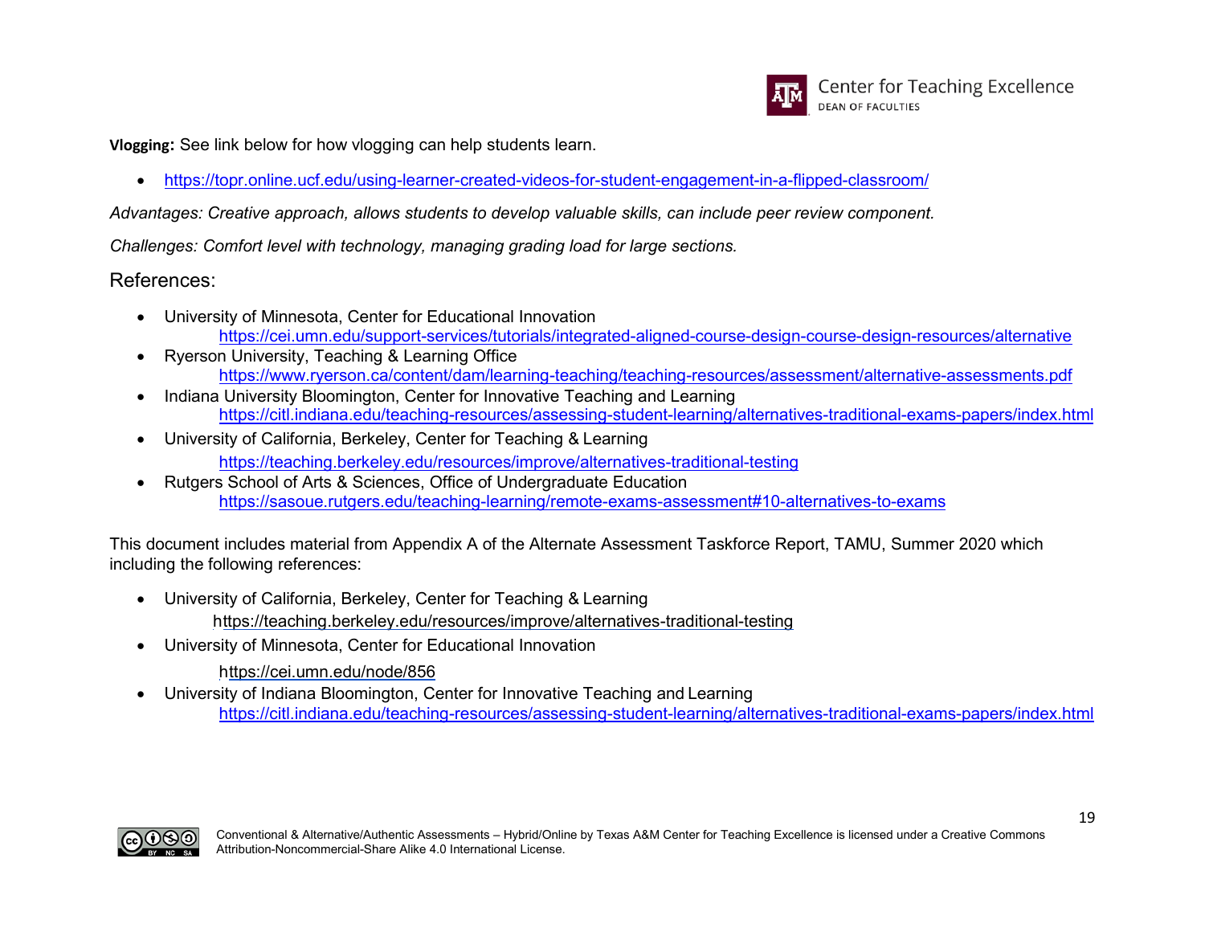**Vlogging:** See link below for how vlogging can help students learn.

- https://topr.online.ucf.edu/using-learner-created-videos-for-student-engagement-in-a-flipped-classroom/

*Advantages: Creative approach, allows students to develop valuable skills, can include peer review component.*

*Challenges: Comfort level with technology, managing grading load for large sections.*

## References:

- University of Minnesota, Center for Educational Innovation
  https://cei.umn.edu/support-services/tutorials/integrated-aligned-course-design-course-design-resources/alternative
- Ryerson University, Teaching & Learning Office
  https://www.ryerson.ca/content/dam/learning-teaching/teaching-resources/assessment/alternative-assessments.pdf
- Indiana University Bloomington, Center for Innovative Teaching and Learning
  https://citl.indiana.edu/teaching-resources/assessing-student-learning/alternatives-traditional-exams-papers/index.html
- University of California, Berkeley, Center for Teaching & Learning
  https://teaching.berkeley.edu/resources/improve/alternatives-traditional-testing
- Rutgers School of Arts & Sciences, Office of Undergraduate Education
  https://sasoue.rutgers.edu/teaching-learning/remote-exams-assessment#10-alternatives-to-exams

This document includes material from Appendix A of the Alternate Assessment Taskforce Report, TAMU, Summer 2020 which including the following references:

- University of California, Berkeley, Center for Teaching & Learning
  https://teaching.berkeley.edu/resources/improve/alternatives-traditional-testing
- University of Minnesota, Center for Educational Innovation
  https://cei.umn.edu/node/856
- University of Indiana Bloomington, Center for Innovative Teaching and Learning
  https://citl.indiana.edu/teaching-resources/assessing-student-learning/alternatives-traditional-exams-papers/index.html

Conventional & Alternative/Authentic Assessments – Hybrid/Online by Texas A&M Center for Teaching Excellence is licensed under a Creative Commons Attribution-Noncommercial-Share Alike 4.0 International License.